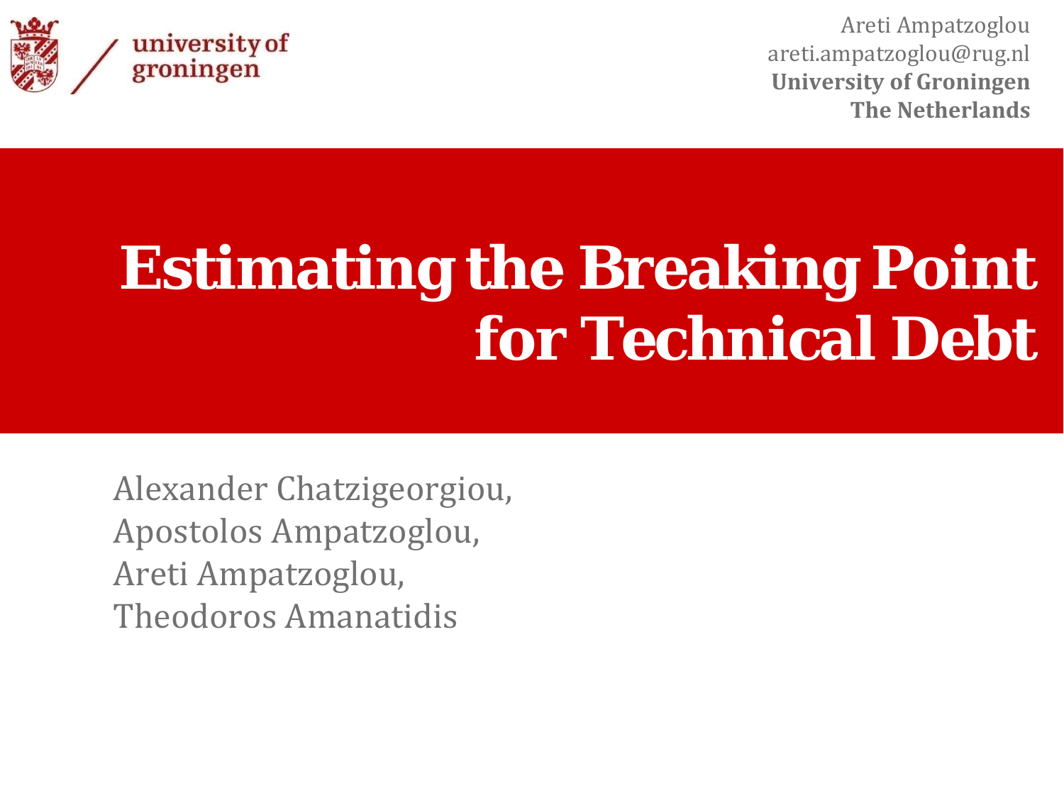university of groningen

Areti Ampatzoglou
areti.ampatzoglou@rug.nl
**University of Groningen**
**The Netherlands**

# Estimating the Breaking Point for Technical Debt

Alexander Chatzigeorgiou,
Apostolos Ampatzoglou,
Areti Ampatzoglou,
Theodoros Amanatidis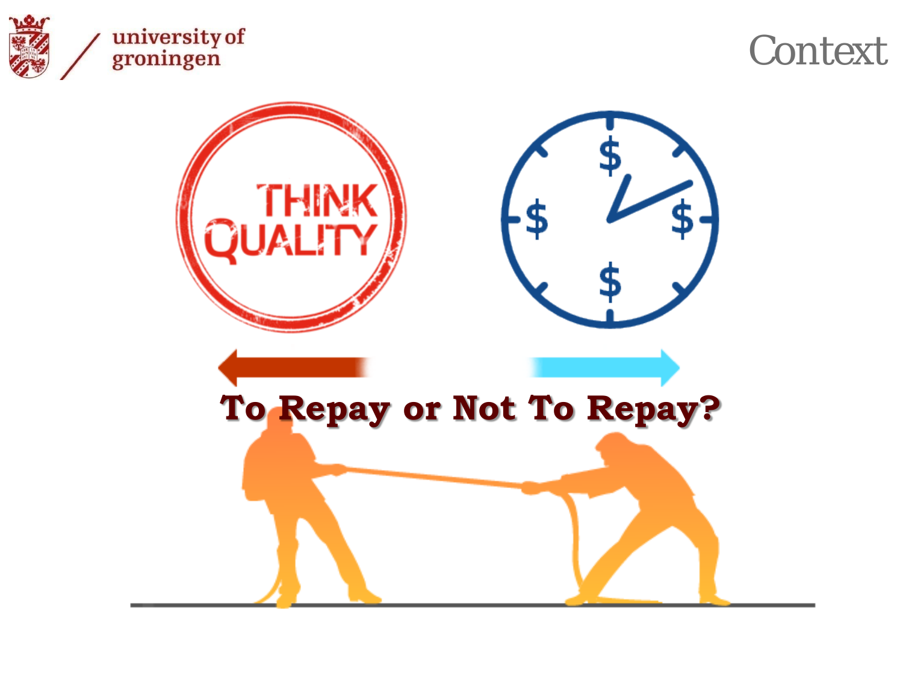# Context

THINK QUALITY

To Repay or Not To Repay?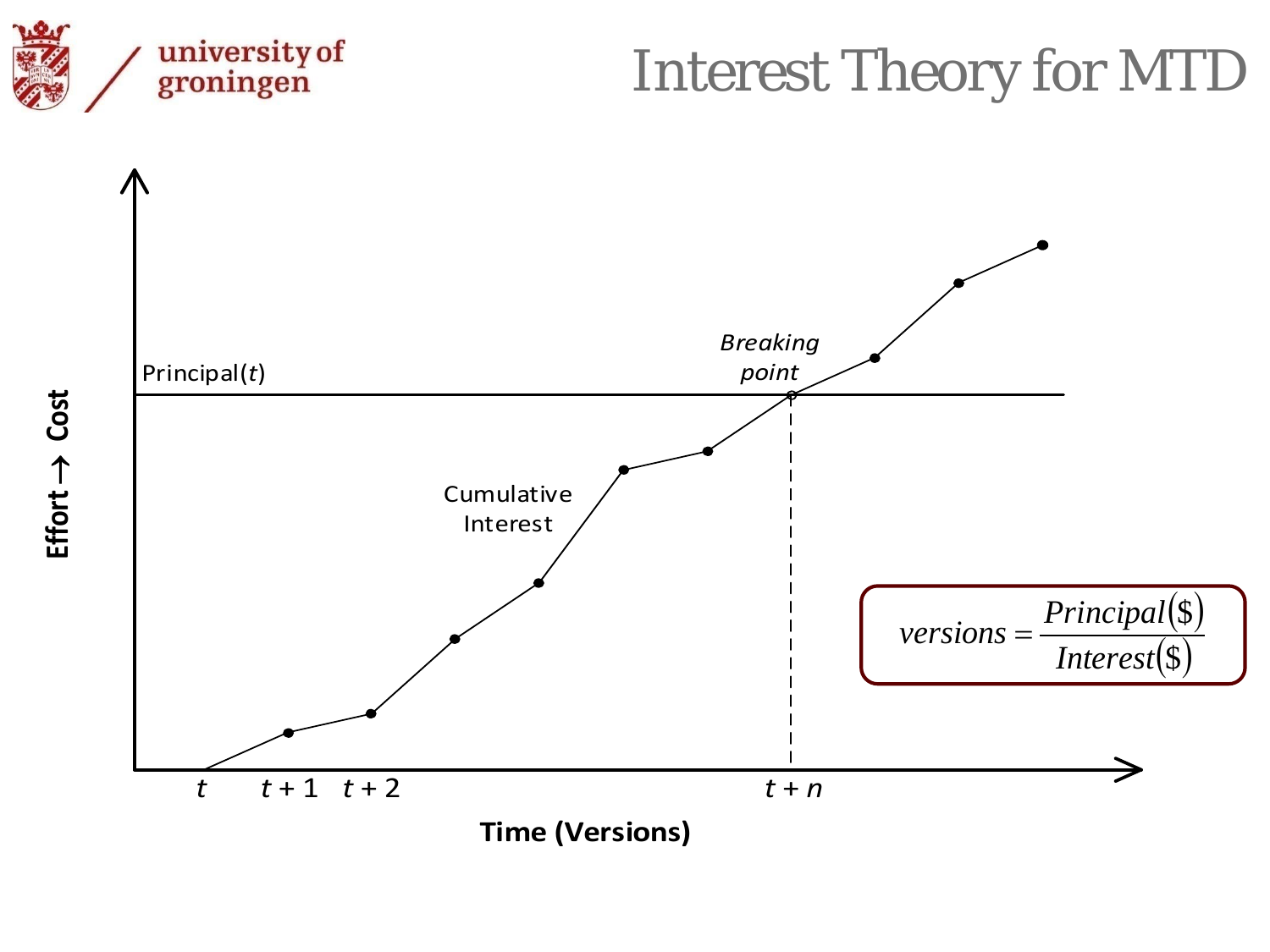# Interest Theory for MTD

Principal($t$)

Breaking point

Cumulative Interest

Effort → Cost

$t$ $t+1$ $t+2$ $t+n$

Time (Versions)

$$versions = \frac{Principal(\$)}{Interest(\$)}$$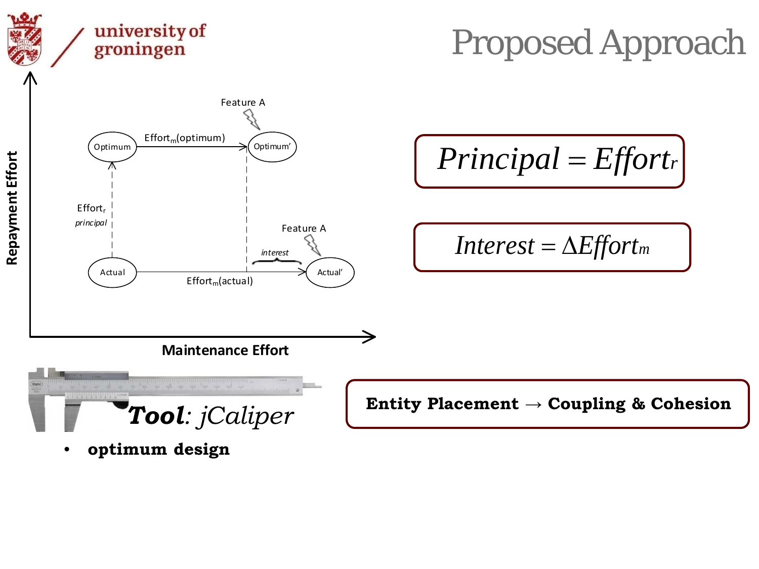# Proposed Approach

Repayment Effort

Feature A

Optimum — $\text{Effort}_m(\text{optimum})$ → Optimum'

$\text{Effort}_r$

*principal*

Feature A

*interest*

Actual — $\text{Effort}_m(\text{actual})$ → Actual'

Maintenance Effort

$$Principal = Effort_r$$

$$Interest = \Delta Effort_m$$

***Tool**: jCaliper*

- **optimum design**

**Entity Placement → Coupling & Cohesion**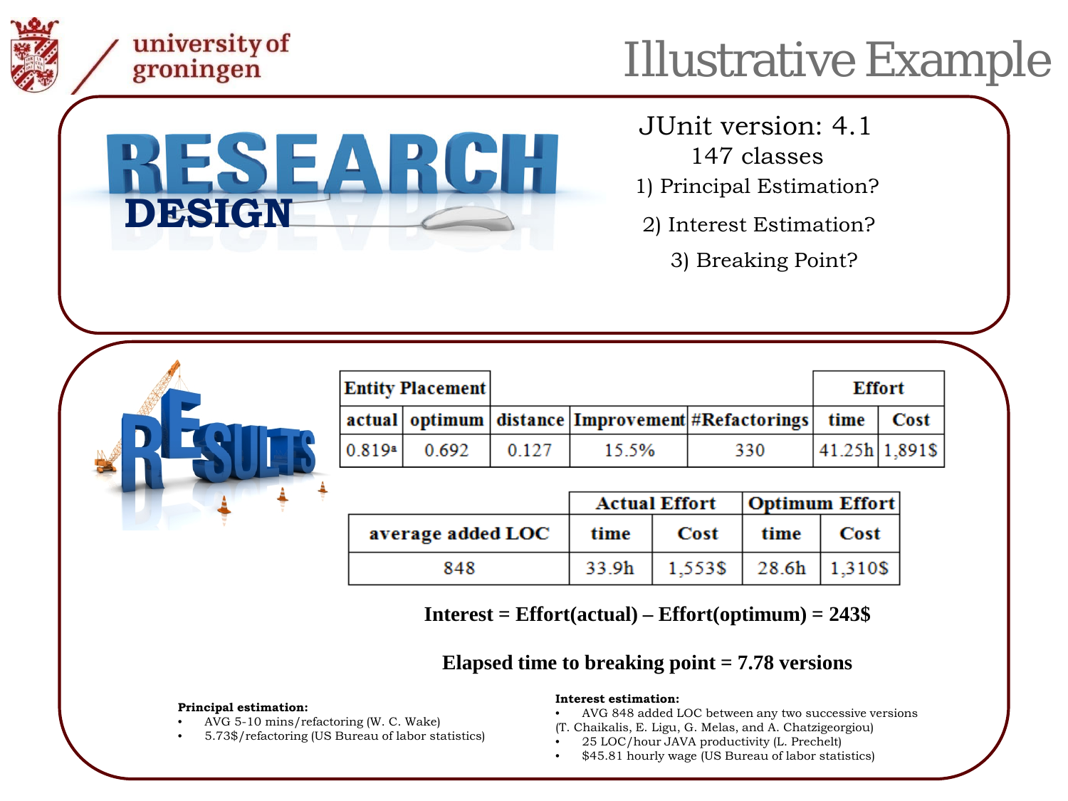# Illustrative Example

RESEARCH DESIGN

JUnit version: 4.1

147 classes

1) Principal Estimation?

2) Interest Estimation?

3) Breaking Point?

RESULTS

| Entity Placement | | | | | Effort | |
|---|---|---|---|---|---|---|
| actual | optimum | distance | Improvement | #Refactorings | time | Cost |
| 0.819[a] | 0.692 | 0.127 | 15.5% | 330 | 41.25h | 1,891$ |

| | Actual Effort | | Optimum Effort | |
|---|---|---|---|---|
| average added LOC | time | Cost | time | Cost |
| 848 | 33.9h | 1,553$ | 28.6h | 1,310$ |

**Interest = Effort(actual) – Effort(optimum) = 243$**

**Elapsed time to breaking point = 7.78 versions**

**Principal estimation:**

- AVG 5-10 mins/refactoring (W. C. Wake)
- 5.73$/refactoring (US Bureau of labor statistics)

**Interest estimation:**

- AVG 848 added LOC between any two successive versions (T. Chaikalis, E. Ligu, G. Melas, and A. Chatzigeorgiou)
- 25 LOC/hour JAVA productivity (L. Prechelt)
- $45.81 hourly wage (US Bureau of labor statistics)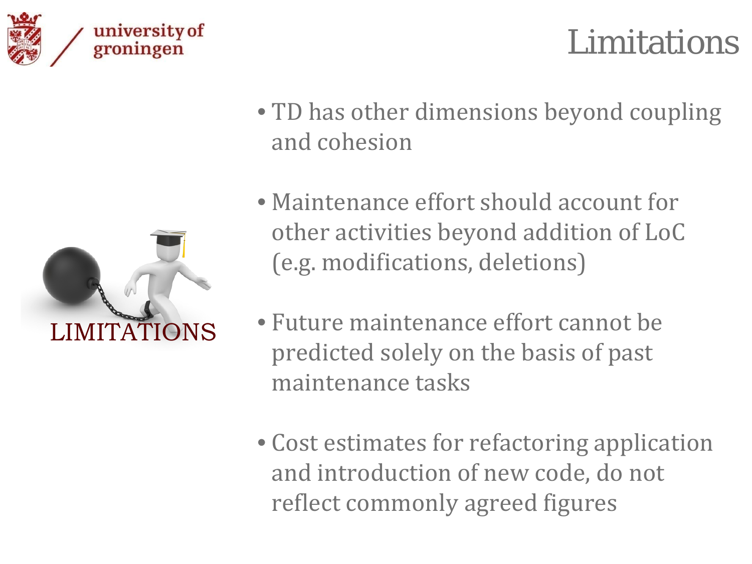# Limitations

LIMITATIONS

- TD has other dimensions beyond coupling and cohesion
- Maintenance effort should account for other activities beyond addition of LoC (e.g. modifications, deletions)
- Future maintenance effort cannot be predicted solely on the basis of past maintenance tasks
- Cost estimates for refactoring application and introduction of new code, do not reflect commonly agreed figures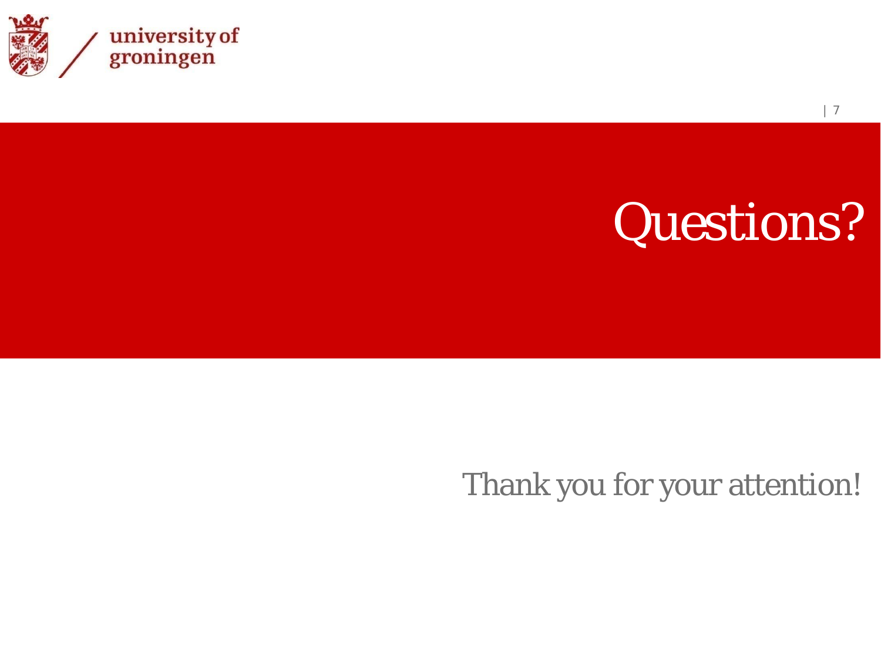# Questions?

Thank you for your attention!